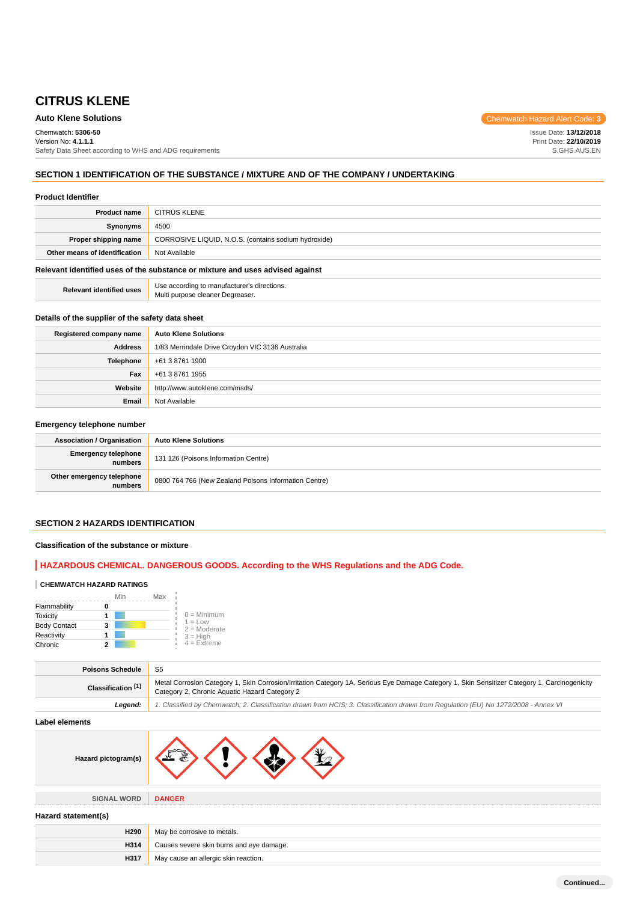# CITRUS KLENE

**Auto Klene Solutions**

Chemwatch Hazard Alert Code: **3**

Chemwatch: **5306-50**
Version No: **4.1.1.1**
Safety Data Sheet according to WHS and ADG requirements

Issue Date: **13/12/2018**
Print Date: **22/10/2019**
S.GHS.AUS.EN

## SECTION 1 IDENTIFICATION OF THE SUBSTANCE / MIXTURE AND OF THE COMPANY / UNDERTAKING

### Product Identifier

| | |
|---|---|
| **Product name** | CITRUS KLENE |
| **Synonyms** | 4500 |
| **Proper shipping name** | CORROSIVE LIQUID, N.O.S. (contains sodium hydroxide) |
| **Other means of identification** | Not Available |

### Relevant identified uses of the substance or mixture and uses advised against

| | |
|---|---|
| **Relevant identified uses** | Use according to manufacturer's directions.<br>Multi purpose cleaner Degreaser. |

### Details of the supplier of the safety data sheet

| | |
|---|---|
| **Registered company name** | **Auto Klene Solutions** |
| **Address** | 1/83 Merrindale Drive Croydon VIC 3136 Australia |
| **Telephone** | +61 3 8761 1900 |
| **Fax** | +61 3 8761 1955 |
| **Website** | http://www.autoklene.com/msds/ |
| **Email** | Not Available |

### Emergency telephone number

| | |
|---|---|
| **Association / Organisation** | **Auto Klene Solutions** |
| **Emergency telephone numbers** | 131 126 (Poisons Information Centre) |
| **Other emergency telephone numbers** | 0800 764 766 (New Zealand Poisons Information Centre) |

## SECTION 2 HAZARDS IDENTIFICATION

### Classification of the substance or mixture

**HAZARDOUS CHEMICAL. DANGEROUS GOODS. According to the WHS Regulations and the ADG Code.**

**CHEMWATCH HAZARD RATINGS**

| | Rating (Min–Max) |
|---|---|
| Flammability | 0 |
| Toxicity | 1 |
| Body Contact | 3 |
| Reactivity | 1 |
| Chronic | 2 |

0 = Minimum
1 = Low
2 = Moderate
3 = High
4 = Extreme

| | |
|---|---|
| **Poisons Schedule** | S5 |
| **Classification [1]** | Metal Corrosion Category 1, Skin Corrosion/Irritation Category 1A, Serious Eye Damage Category 1, Skin Sensitizer Category 1, Carcinogenicity Category 2, Chronic Aquatic Hazard Category 2 |
| ***Legend:*** | *1. Classified by Chemwatch; 2. Classification drawn from HCIS; 3. Classification drawn from Regulation (EU) No 1272/2008 - Annex VI* |

### Label elements

| | |
|---|---|
| **Hazard pictogram(s)** | |
| SIGNAL WORD | **DANGER** |

### Hazard statement(s)

| | |
|---|---|
| **H290** | May be corrosive to metals. |
| **H314** | Causes severe skin burns and eye damage. |
| **H317** | May cause an allergic skin reaction. |

**Continued...**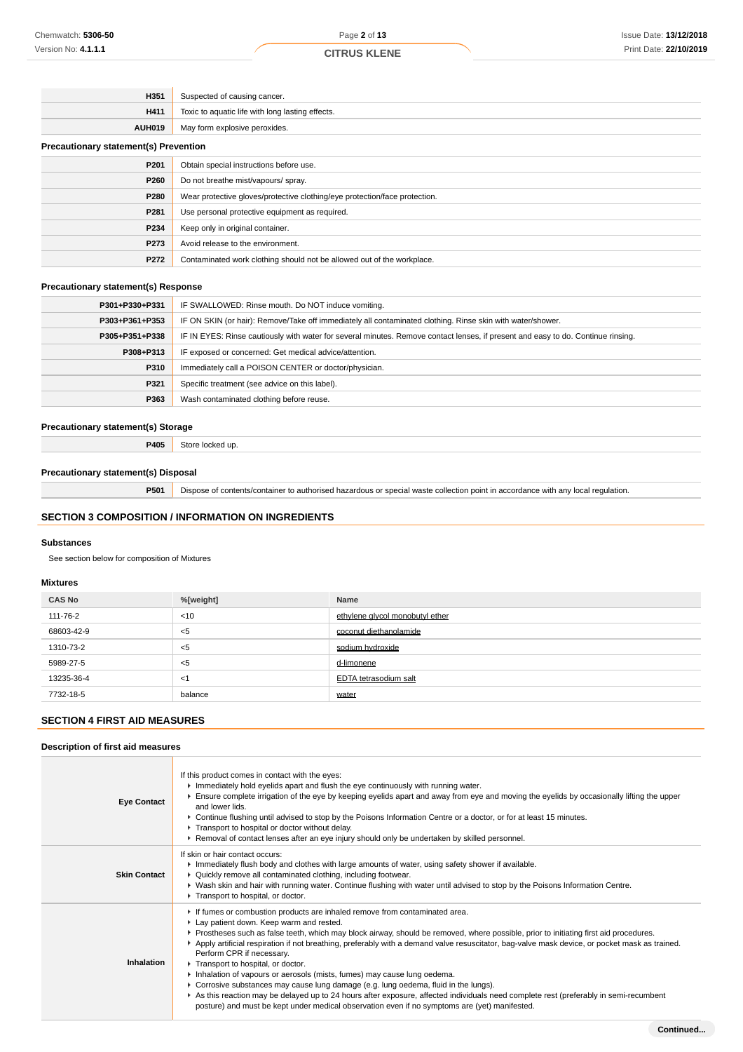| | |
|---|---|
| H351 | Suspected of causing cancer. |
| H411 | Toxic to aquatic life with long lasting effects. |
| AUH019 | May form explosive peroxides. |

**Precautionary statement(s) Prevention**

| | |
|---|---|
| P201 | Obtain special instructions before use. |
| P260 | Do not breathe mist/vapours/ spray. |
| P280 | Wear protective gloves/protective clothing/eye protection/face protection. |
| P281 | Use personal protective equipment as required. |
| P234 | Keep only in original container. |
| P273 | Avoid release to the environment. |
| P272 | Contaminated work clothing should not be allowed out of the workplace. |

**Precautionary statement(s) Response**

| | |
|---|---|
| P301+P330+P331 | IF SWALLOWED: Rinse mouth. Do NOT induce vomiting. |
| P303+P361+P353 | IF ON SKIN (or hair): Remove/Take off immediately all contaminated clothing. Rinse skin with water/shower. |
| P305+P351+P338 | IF IN EYES: Rinse cautiously with water for several minutes. Remove contact lenses, if present and easy to do. Continue rinsing. |
| P308+P313 | IF exposed or concerned: Get medical advice/attention. |
| P310 | Immediately call a POISON CENTER or doctor/physician. |
| P321 | Specific treatment (see advice on this label). |
| P363 | Wash contaminated clothing before reuse. |

**Precautionary statement(s) Storage**

| | |
|---|---|
| P405 | Store locked up. |

**Precautionary statement(s) Disposal**

| | |
|---|---|
| P501 | Dispose of contents/container to authorised hazardous or special waste collection point in accordance with any local regulation. |

## SECTION 3 COMPOSITION / INFORMATION ON INGREDIENTS

### Substances

See section below for composition of Mixtures

### Mixtures

| CAS No | %[weight] | Name |
|---|---|---|
| 111-76-2 | <10 | ethylene glycol monobutyl ether |
| 68603-42-9 | <5 | coconut diethanolamide |
| 1310-73-2 | <5 | sodium hydroxide |
| 5989-27-5 | <5 | d-limonene |
| 13235-36-4 | <1 | EDTA tetrasodium salt |
| 7732-18-5 | balance | water |

## SECTION 4 FIRST AID MEASURES

### Description of first aid measures

| | |
|---|---|
| Eye Contact | If this product comes in contact with the eyes:<br>▸ Immediately hold eyelids apart and flush the eye continuously with running water.<br>▸ Ensure complete irrigation of the eye by keeping eyelids apart and away from eye and moving the eyelids by occasionally lifting the upper and lower lids.<br>▸ Continue flushing until advised to stop by the Poisons Information Centre or a doctor, or for at least 15 minutes.<br>▸ Transport to hospital or doctor without delay.<br>▸ Removal of contact lenses after an eye injury should only be undertaken by skilled personnel. |
| Skin Contact | If skin or hair contact occurs:<br>▸ Immediately flush body and clothes with large amounts of water, using safety shower if available.<br>▸ Quickly remove all contaminated clothing, including footwear.<br>▸ Wash skin and hair with running water. Continue flushing with water until advised to stop by the Poisons Information Centre.<br>▸ Transport to hospital, or doctor. |
| Inhalation | ▸ If fumes or combustion products are inhaled remove from contaminated area.<br>▸ Lay patient down. Keep warm and rested.<br>▸ Prostheses such as false teeth, which may block airway, should be removed, where possible, prior to initiating first aid procedures.<br>▸ Apply artificial respiration if not breathing, preferably with a demand valve resuscitator, bag-valve mask device, or pocket mask as trained. Perform CPR if necessary.<br>▸ Transport to hospital, or doctor.<br>▸ Inhalation of vapours or aerosols (mists, fumes) may cause lung oedema.<br>▸ Corrosive substances may cause lung damage (e.g. lung oedema, fluid in the lungs).<br>▸ As this reaction may be delayed up to 24 hours after exposure, affected individuals need complete rest (preferably in semi-recumbent posture) and must be kept under medical observation even if no symptoms are (yet) manifested. |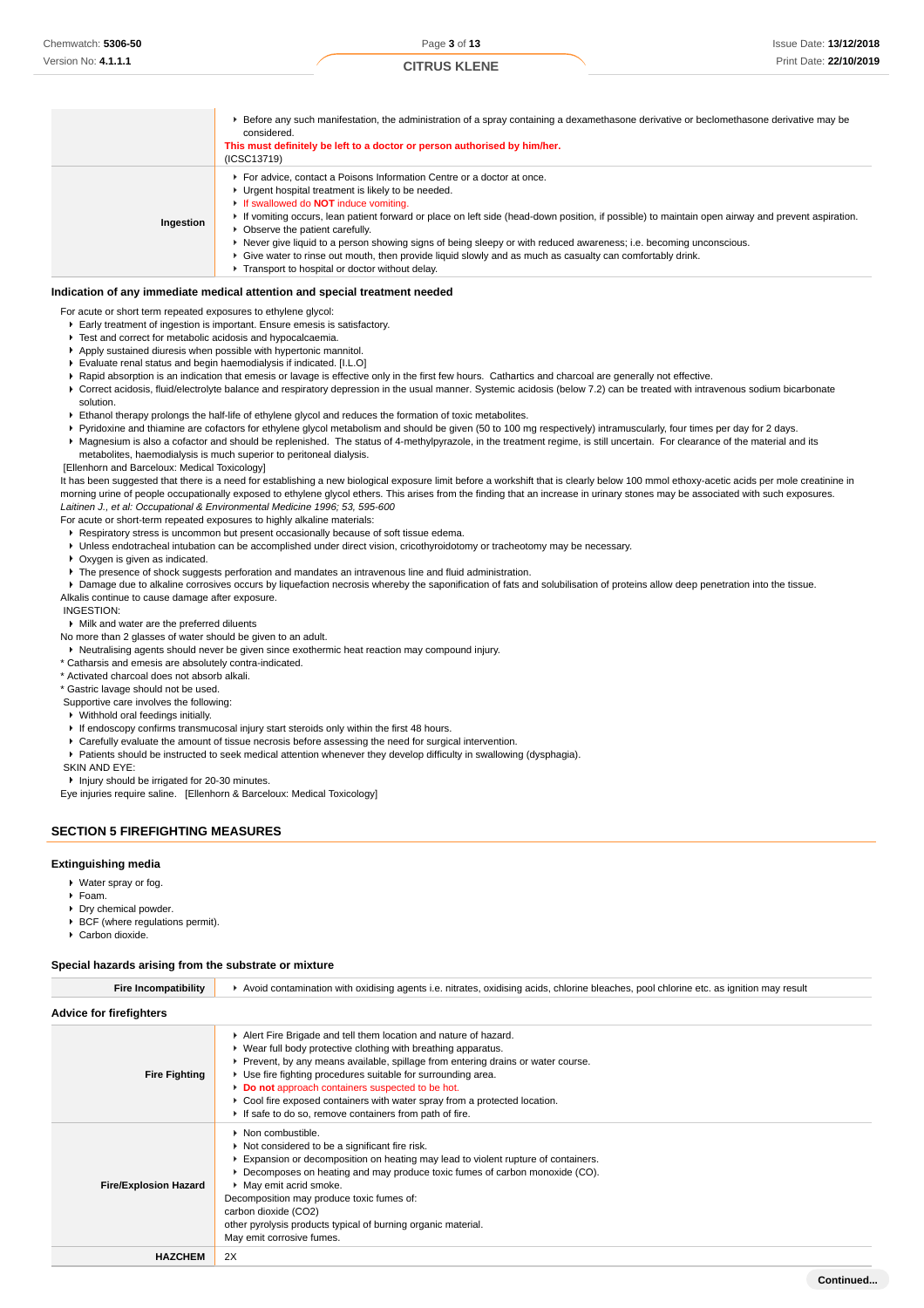| | |
|---|---|
| | - Before any such manifestation, the administration of a spray containing a dexamethasone derivative or beclomethasone derivative may be considered.<br>**This must definitely be left to a doctor or person authorised by him/her.**<br>(ICSC13719) |
| **Ingestion** | - For advice, contact a Poisons Information Centre or a doctor at once.<br>- Urgent hospital treatment is likely to be needed.<br>- If swallowed do **NOT** induce vomiting.<br>- If vomiting occurs, lean patient forward or place on left side (head-down position, if possible) to maintain open airway and prevent aspiration.<br>- Observe the patient carefully.<br>- Never give liquid to a person showing signs of being sleepy or with reduced awareness; i.e. becoming unconscious.<br>- Give water to rinse out mouth, then provide liquid slowly and as much as casualty can comfortably drink.<br>- Transport to hospital or doctor without delay. |

### Indication of any immediate medical attention and special treatment needed

For acute or short term repeated exposures to ethylene glycol:

- Early treatment of ingestion is important. Ensure emesis is satisfactory.
- Test and correct for metabolic acidosis and hypocalcaemia.
- Apply sustained diuresis when possible with hypertonic mannitol.
- Evaluate renal status and begin haemodialysis if indicated. [I.L.O]
- Rapid absorption is an indication that emesis or lavage is effective only in the first few hours. Cathartics and charcoal are generally not effective.
- Correct acidosis, fluid/electrolyte balance and respiratory depression in the usual manner. Systemic acidosis (below 7.2) can be treated with intravenous sodium bicarbonate solution.
- Ethanol therapy prolongs the half-life of ethylene glycol and reduces the formation of toxic metabolites.
- Pyridoxine and thiamine are cofactors for ethylene glycol metabolism and should be given (50 to 100 mg respectively) intramuscularly, four times per day for 2 days.
- Magnesium is also a cofactor and should be replenished. The status of 4-methylpyrazole, in the treatment regime, is still uncertain. For clearance of the material and its metabolites, haemodialysis is much superior to peritoneal dialysis.

[Ellenhorn and Barceloux: Medical Toxicology]

It has been suggested that there is a need for establishing a new biological exposure limit before a workshift that is clearly below 100 mmol ethoxy-acetic acids per mole creatinine in morning urine of people occupationally exposed to ethylene glycol ethers. This arises from the finding that an increase in urinary stones may be associated with such exposures.
*Laitinen J., et al: Occupational & Environmental Medicine 1996; 53, 595-600*

For acute or short-term repeated exposures to highly alkaline materials:

- Respiratory stress is uncommon but present occasionally because of soft tissue edema.
- Unless endotracheal intubation can be accomplished under direct vision, cricothyroidotomy or tracheotomy may be necessary.
- Oxygen is given as indicated.
- The presence of shock suggests perforation and mandates an intravenous line and fluid administration.
- Damage due to alkaline corrosives occurs by liquefaction necrosis whereby the saponification of fats and solubilisation of proteins allow deep penetration into the tissue.

Alkalis continue to cause damage after exposure.

INGESTION:

- Milk and water are the preferred diluents

No more than 2 glasses of water should be given to an adult.

- Neutralising agents should never be given since exothermic heat reaction may compound injury.

* Catharsis and emesis are absolutely contra-indicated.
* Activated charcoal does not absorb alkali.
* Gastric lavage should not be used.

Supportive care involves the following:

- Withhold oral feedings initially.
- If endoscopy confirms transmucosal injury start steroids only within the first 48 hours.
- Carefully evaluate the amount of tissue necrosis before assessing the need for surgical intervention.
- Patients should be instructed to seek medical attention whenever they develop difficulty in swallowing (dysphagia).

SKIN AND EYE:

- Injury should be irrigated for 20-30 minutes.

Eye injuries require saline. [Ellenhorn & Barceloux: Medical Toxicology]

## SECTION 5 FIREFIGHTING MEASURES

### Extinguishing media

- Water spray or fog.
- Foam.
- Dry chemical powder.
- BCF (where regulations permit).
- Carbon dioxide.

### Special hazards arising from the substrate or mixture

| | |
|---|---|
| **Fire Incompatibility** | - Avoid contamination with oxidising agents i.e. nitrates, oxidising acids, chlorine bleaches, pool chlorine etc. as ignition may result |

### Advice for firefighters

| | |
|---|---|
| **Fire Fighting** | - Alert Fire Brigade and tell them location and nature of hazard.<br>- Wear full body protective clothing with breathing apparatus.<br>- Prevent, by any means available, spillage from entering drains or water course.<br>- Use fire fighting procedures suitable for surrounding area.<br>- **Do not** approach containers suspected to be hot.<br>- Cool fire exposed containers with water spray from a protected location.<br>- If safe to do so, remove containers from path of fire. |
| **Fire/Explosion Hazard** | - Non combustible.<br>- Not considered to be a significant fire risk.<br>- Expansion or decomposition on heating may lead to violent rupture of containers.<br>- Decomposes on heating and may produce toxic fumes of carbon monoxide (CO).<br>- May emit acrid smoke.<br>Decomposition may produce toxic fumes of:<br>carbon dioxide ($CO_2$)<br>other pyrolysis products typical of burning organic material.<br>May emit corrosive fumes. |
| **HAZCHEM** | 2X |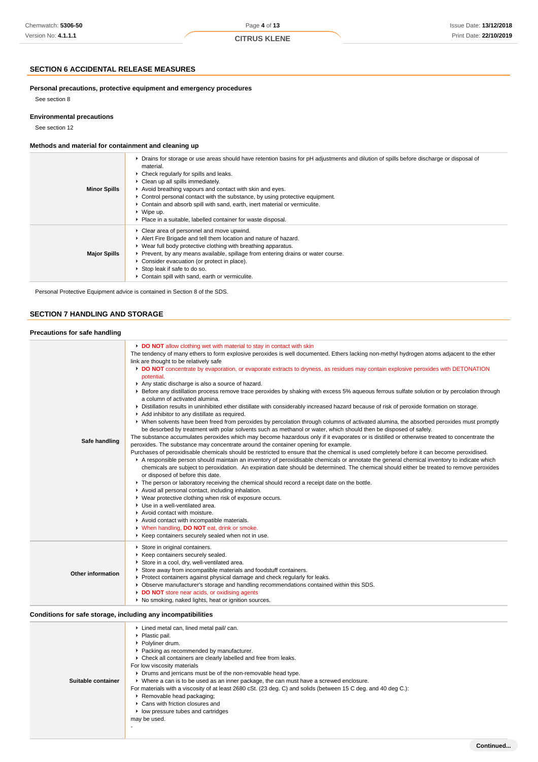## SECTION 6 ACCIDENTAL RELEASE MEASURES

### Personal precautions, protective equipment and emergency procedures

See section 8

### Environmental precautions

See section 12

### Methods and material for containment and cleaning up

| | |
|---|---|
| **Minor Spills** | - Drains for storage or use areas should have retention basins for pH adjustments and dilution of spills before discharge or disposal of material.<br>- Check regularly for spills and leaks.<br>- Clean up all spills immediately.<br>- Avoid breathing vapours and contact with skin and eyes.<br>- Control personal contact with the substance, by using protective equipment.<br>- Contain and absorb spill with sand, earth, inert material or vermiculite.<br>- Wipe up.<br>- Place in a suitable, labelled container for waste disposal. |
| **Major Spills** | - Clear area of personnel and move upwind.<br>- Alert Fire Brigade and tell them location and nature of hazard.<br>- Wear full body protective clothing with breathing apparatus.<br>- Prevent, by any means available, spillage from entering drains or water course.<br>- Consider evacuation (or protect in place).<br>- Stop leak if safe to do so.<br>- Contain spill with sand, earth or vermiculite. |

Personal Protective Equipment advice is contained in Section 8 of the SDS.

## SECTION 7 HANDLING AND STORAGE

### Precautions for safe handling

| | |
|---|---|
| **Safe handling** | - **DO NOT** allow clothing wet with material to stay in contact with skin<br>The tendency of many ethers to form explosive peroxides is well documented. Ethers lacking non-methyl hydrogen atoms adjacent to the ether link are thought to be relatively safe<br>- **DO NOT** concentrate by evaporation, or evaporate extracts to dryness, as residues may contain explosive peroxides with DETONATION potential.<br>- Any static discharge is also a source of hazard.<br>- Before any distillation process remove trace peroxides by shaking with excess 5% aqueous ferrous sulfate solution or by percolation through a column of activated alumina.<br>- Distillation results in uninhibited ether distillate with considerably increased hazard because of risk of peroxide formation on storage.<br>- Add inhibitor to any distillate as required.<br>- When solvents have been freed from peroxides by percolation through columns of activated alumina, the absorbed peroxides must promptly be desorbed by treatment with polar solvents such as methanol or water, which should then be disposed of safely.<br>The substance accumulates peroxides which may become hazardous only if it evaporates or is distilled or otherwise treated to concentrate the peroxides. The substance may concentrate around the container opening for example.<br>Purchases of peroxidisable chemicals should be restricted to ensure that the chemical is used completely before it can become peroxidised.<br>- A responsible person should maintain an inventory of peroxidisable chemicals or annotate the general chemical inventory to indicate which chemicals are subject to peroxidation. An expiration date should be determined. The chemical should either be treated to remove peroxides or disposed of before this date.<br>- The person or laboratory receiving the chemical should record a receipt date on the bottle.<br>- Avoid all personal contact, including inhalation.<br>- Wear protective clothing when risk of exposure occurs.<br>- Use in a well-ventilated area.<br>- Avoid contact with moisture.<br>- Avoid contact with incompatible materials.<br>- When handling, **DO NOT** eat, drink or smoke.<br>- Keep containers securely sealed when not in use. |
| **Other information** | - Store in original containers.<br>- Keep containers securely sealed.<br>- Store in a cool, dry, well-ventilated area.<br>- Store away from incompatible materials and foodstuff containers.<br>- Protect containers against physical damage and check regularly for leaks.<br>- Observe manufacturer's storage and handling recommendations contained within this SDS.<br>- **DO NOT** store near acids, or oxidising agents<br>- No smoking, naked lights, heat or ignition sources. |

### Conditions for safe storage, including any incompatibilities

| | |
|---|---|
| **Suitable container** | - Lined metal can, lined metal pail/ can.<br>- Plastic pail.<br>- Polyliner drum.<br>- Packing as recommended by manufacturer.<br>- Check all containers are clearly labelled and free from leaks.<br>For low viscosity materials<br>- Drums and jerricans must be of the non-removable head type.<br>- Where a can is to be used as an inner package, the can must have a screwed enclosure.<br>For materials with a viscosity of at least 2680 cSt. (23 deg. C) and solids (between 15 C deg. and 40 deg C.):<br>- Removable head packaging;<br>- Cans with friction closures and<br>- low pressure tubes and cartridges<br>may be used.<br>- |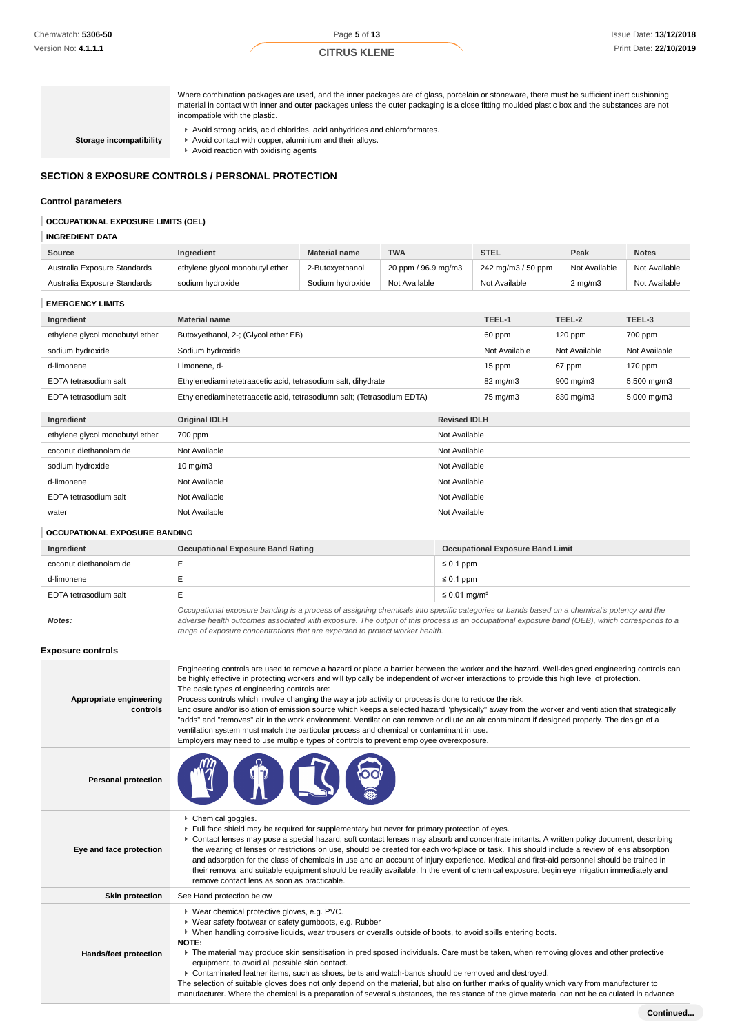| | |
|---|---|
| | Where combination packages are used, and the inner packages are of glass, porcelain or stoneware, there must be sufficient inert cushioning material in contact with inner and outer packages unless the outer packaging is a close fitting moulded plastic box and the substances are not incompatible with the plastic. |
| **Storage incompatibility** | - Avoid strong acids, acid chlorides, acid anhydrides and chloroformates.<br>- Avoid contact with copper, aluminium and their alloys.<br>- Avoid reaction with oxidising agents |

## SECTION 8 EXPOSURE CONTROLS / PERSONAL PROTECTION

### Control parameters

**OCCUPATIONAL EXPOSURE LIMITS (OEL)**

**INGREDIENT DATA**

| Source | Ingredient | Material name | TWA | STEL | Peak | Notes |
|---|---|---|---|---|---|---|
| Australia Exposure Standards | ethylene glycol monobutyl ether | 2-Butoxyethanol | 20 ppm / 96.9 mg/m3 | 242 mg/m3 / 50 ppm | Not Available | Not Available |
| Australia Exposure Standards | sodium hydroxide | Sodium hydroxide | Not Available | Not Available | 2 mg/m3 | Not Available |

**EMERGENCY LIMITS**

| Ingredient | Material name | TEEL-1 | TEEL-2 | TEEL-3 |
|---|---|---|---|---|
| ethylene glycol monobutyl ether | Butoxyethanol, 2-; (Glycol ether EB) | 60 ppm | 120 ppm | 700 ppm |
| sodium hydroxide | Sodium hydroxide | Not Available | Not Available | Not Available |
| d-limonene | Limonene, d- | 15 ppm | 67 ppm | 170 ppm |
| EDTA tetrasodium salt | Ethylenediaminetetraacetic acid, tetrasodium salt, dihydrate | 82 mg/m3 | 900 mg/m3 | 5,500 mg/m3 |
| EDTA tetrasodium salt | Ethylenediaminetetraacetic acid, tetrasodiumn salt; (Tetrasodium EDTA) | 75 mg/m3 | 830 mg/m3 | 5,000 mg/m3 |

| Ingredient | Original IDLH | Revised IDLH |
|---|---|---|
| ethylene glycol monobutyl ether | 700 ppm | Not Available |
| coconut diethanolamide | Not Available | Not Available |
| sodium hydroxide | 10 mg/m3 | Not Available |
| d-limonene | Not Available | Not Available |
| EDTA tetrasodium salt | Not Available | Not Available |
| water | Not Available | Not Available |

**OCCUPATIONAL EXPOSURE BANDING**

| Ingredient | Occupational Exposure Band Rating | Occupational Exposure Band Limit |
|---|---|---|
| coconut diethanolamide | E | ≤ 0.1 ppm |
| d-limonene | E | ≤ 0.1 ppm |
| EDTA tetrasodium salt | E | ≤ 0.01 mg/m³ |
| ***Notes:*** | *Occupational exposure banding is a process of assigning chemicals into specific categories or bands based on a chemical's potency and the adverse health outcomes associated with exposure. The output of this process is an occupational exposure band (OEB), which corresponds to a range of exposure concentrations that are expected to protect worker health.* | |

### Exposure controls

| | |
|---|---|
| **Appropriate engineering controls** | Engineering controls are used to remove a hazard or place a barrier between the worker and the hazard. Well-designed engineering controls can be highly effective in protecting workers and will typically be independent of worker interactions to provide this high level of protection.<br>The basic types of engineering controls are:<br>Process controls which involve changing the way a job activity or process is done to reduce the risk.<br>Enclosure and/or isolation of emission source which keeps a selected hazard "physically" away from the worker and ventilation that strategically "adds" and "removes" air in the work environment. Ventilation can remove or dilute an air contaminant if designed properly. The design of a ventilation system must match the particular process and chemical or contaminant in use.<br>Employers may need to use multiple types of controls to prevent employee overexposure. |
| **Personal protection** | |
| **Eye and face protection** | - Chemical goggles.<br>- Full face shield may be required for supplementary but never for primary protection of eyes.<br>- Contact lenses may pose a special hazard; soft contact lenses may absorb and concentrate irritants. A written policy document, describing the wearing of lenses or restrictions on use, should be created for each workplace or task. This should include a review of lens absorption and adsorption for the class of chemicals in use and an account of injury experience. Medical and first-aid personnel should be trained in their removal and suitable equipment should be readily available. In the event of chemical exposure, begin eye irrigation immediately and remove contact lens as soon as practicable. |
| **Skin protection** | See Hand protection below |
| **Hands/feet protection** | - Wear chemical protective gloves, e.g. PVC.<br>- Wear safety footwear or safety gumboots, e.g. Rubber<br>- When handling corrosive liquids, wear trousers or overalls outside of boots, to avoid spills entering boots.<br>**NOTE:**<br>- The material may produce skin sensitisation in predisposed individuals. Care must be taken, when removing gloves and other protective equipment, to avoid all possible skin contact.<br>- Contaminated leather items, such as shoes, belts and watch-bands should be removed and destroyed.<br>The selection of suitable gloves does not only depend on the material, but also on further marks of quality which vary from manufacturer to manufacturer. Where the chemical is a preparation of several substances, the resistance of the glove material can not be calculated in advance |

**Continued...**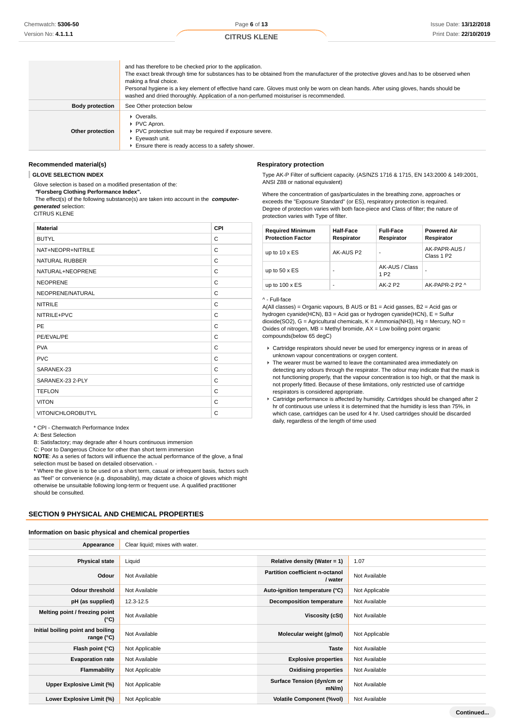| | |
|---|---|
| | and has therefore to be checked prior to the application.<br>The exact break through time for substances has to be obtained from the manufacturer of the protective gloves and.has to be observed when making a final choice.<br>Personal hygiene is a key element of effective hand care. Gloves must only be worn on clean hands. After using gloves, hands should be washed and dried thoroughly. Application of a non-perfumed moisturiser is recommended. |
| **Body protection** | See Other protection below |
| **Other protection** | ▸ Overalls.<br>▸ PVC Apron.<br>▸ PVC protective suit may be required if exposure severe.<br>▸ Eyewash unit.<br>▸ Ensure there is ready access to a safety shower. |

### Recommended material(s)

**GLOVE SELECTION INDEX**

Glove selection is based on a modified presentation of the:

**"Forsberg Clothing Performance Index".**

The effect(s) of the following substance(s) are taken into account in the ***computer-generated*** selection:

CITRUS KLENE

| Material | CPI |
|---|---|
| BUTYL | C |
| NAT+NEOPR+NITRILE | C |
| NATURAL RUBBER | C |
| NATURAL+NEOPRENE | C |
| NEOPRENE | C |
| NEOPRENE/NATURAL | C |
| NITRILE | C |
| NITRILE+PVC | C |
| PE | C |
| PE/EVAL/PE | C |
| PVA | C |
| PVC | C |
| SARANEX-23 | C |
| SARANEX-23 2-PLY | C |
| TEFLON | C |
| VITON | C |
| VITON/CHLOROBUTYL | C |

* CPI - Chemwatch Performance Index

A: Best Selection

B: Satisfactory; may degrade after 4 hours continuous immersion

C: Poor to Dangerous Choice for other than short term immersion

**NOTE**: As a series of factors will influence the actual performance of the glove, a final selection must be based on detailed observation. -

* Where the glove is to be used on a short term, casual or infrequent basis, factors such as "feel" or convenience (e.g. disposability), may dictate a choice of gloves which might otherwise be unsuitable following long-term or frequent use. A qualified practitioner should be consulted.

### Respiratory protection

Type AK-P Filter of sufficient capacity. (AS/NZS 1716 & 1715, EN 143:2000 & 149:2001, ANSI Z88 or national equivalent)

Where the concentration of gas/particulates in the breathing zone, approaches or exceeds the "Exposure Standard" (or ES), respiratory protection is required.

Degree of protection varies with both face-piece and Class of filter; the nature of protection varies with Type of filter.

| Required Minimum Protection Factor | Half-Face Respirator | Full-Face Respirator | Powered Air Respirator |
|---|---|---|---|
| up to 10 x ES | AK-AUS P2 | - | AK-PAPR-AUS / Class 1 P2 |
| up to 50 x ES | - | AK-AUS / Class 1 P2 | - |
| up to 100 x ES | - | AK-2 P2 | AK-PAPR-2 P2 ^ |

^ - Full-face

A(All classes) = Organic vapours, B AUS or B1 = Acid gasses, B2 = Acid gas or hydrogen cyanide(HCN), B3 = Acid gas or hydrogen cyanide(HCN), E = Sulfur dioxide(SO2), G = Agricultural chemicals, K = Ammonia(NH3), Hg = Mercury, NO = Oxides of nitrogen, MB = Methyl bromide, AX = Low boiling point organic compounds(below 65 degC)

- Cartridge respirators should never be used for emergency ingress or in areas of unknown vapour concentrations or oxygen content.
- The wearer must be warned to leave the contaminated area immediately on detecting any odours through the respirator. The odour may indicate that the mask is not functioning properly, that the vapour concentration is too high, or that the mask is not properly fitted. Because of these limitations, only restricted use of cartridge respirators is considered appropriate.
- Cartridge performance is affected by humidity. Cartridges should be changed after 2 hr of continuous use unless it is determined that the humidity is less than 75%, in which case, cartridges can be used for 4 hr. Used cartridges should be discarded daily, regardless of the length of time used

## SECTION 9 PHYSICAL AND CHEMICAL PROPERTIES

### Information on basic physical and chemical properties

| | | | |
|---|---|---|---|
| **Appearance** | Clear liquid; mixes with water. | | |
| **Physical state** | Liquid | **Relative density (Water = 1)** | 1.07 |
| **Odour** | Not Available | **Partition coefficient n-octanol / water** | Not Available |
| **Odour threshold** | Not Available | **Auto-ignition temperature (°C)** | Not Applicable |
| **pH (as supplied)** | 12.3-12.5 | **Decomposition temperature** | Not Available |
| **Melting point / freezing point (°C)** | Not Available | **Viscosity (cSt)** | Not Available |
| **Initial boiling point and boiling range (°C)** | Not Available | **Molecular weight (g/mol)** | Not Applicable |
| **Flash point (°C)** | Not Applicable | **Taste** | Not Available |
| **Evaporation rate** | Not Available | **Explosive properties** | Not Available |
| **Flammability** | Not Applicable | **Oxidising properties** | Not Available |
| **Upper Explosive Limit (%)** | Not Applicable | **Surface Tension (dyn/cm or mN/m)** | Not Available |
| **Lower Explosive Limit (%)** | Not Applicable | **Volatile Component (%vol)** | Not Available |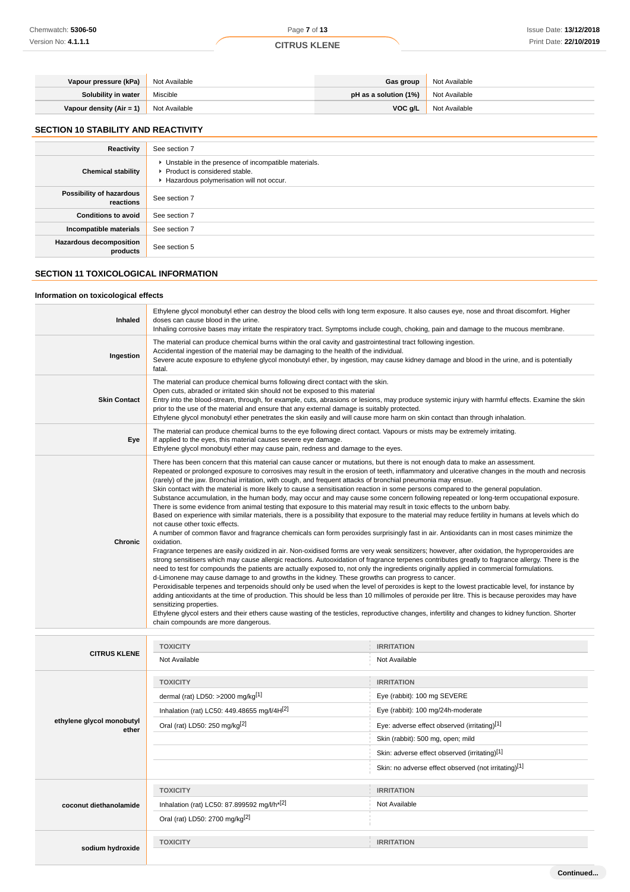| | | | |
|---|---|---|---|
| **Vapour pressure (kPa)** | Not Available | **Gas group** | Not Available |
| **Solubility in water** | Miscible | **pH as a solution (1%)** | Not Available |
| **Vapour density (Air = 1)** | Not Available | **VOC g/L** | Not Available |

## SECTION 10 STABILITY AND REACTIVITY

| | |
|---|---|
| **Reactivity** | See section 7 |
| **Chemical stability** | ▸ Unstable in the presence of incompatible materials.<br>▸ Product is considered stable.<br>▸ Hazardous polymerisation will not occur. |
| **Possibility of hazardous reactions** | See section 7 |
| **Conditions to avoid** | See section 7 |
| **Incompatible materials** | See section 7 |
| **Hazardous decomposition products** | See section 5 |

## SECTION 11 TOXICOLOGICAL INFORMATION

### Information on toxicological effects

| | |
|---|---|
| **Inhaled** | Ethylene glycol monobutyl ether can destroy the blood cells with long term exposure. It also causes eye, nose and throat discomfort. Higher doses can cause blood in the urine.<br>Inhaling corrosive bases may irritate the respiratory tract. Symptoms include cough, choking, pain and damage to the mucous membrane. |
| **Ingestion** | The material can produce chemical burns within the oral cavity and gastrointestinal tract following ingestion.<br>Accidental ingestion of the material may be damaging to the health of the individual.<br>Severe acute exposure to ethylene glycol monobutyl ether, by ingestion, may cause kidney damage and blood in the urine, and is potentially fatal. |
| **Skin Contact** | The material can produce chemical burns following direct contact with the skin.<br>Open cuts, abraded or irritated skin should not be exposed to this material<br>Entry into the blood-stream, through, for example, cuts, abrasions or lesions, may produce systemic injury with harmful effects. Examine the skin prior to the use of the material and ensure that any external damage is suitably protected.<br>Ethylene glycol monobutyl ether penetrates the skin easily and will cause more harm on skin contact than through inhalation. |
| **Eye** | The material can produce chemical burns to the eye following direct contact. Vapours or mists may be extremely irritating.<br>If applied to the eyes, this material causes severe eye damage.<br>Ethylene glycol monobutyl ether may cause pain, redness and damage to the eyes. |
| **Chronic** | There has been concern that this material can cause cancer or mutations, but there is not enough data to make an assessment.<br>Repeated or prolonged exposure to corrosives may result in the erosion of teeth, inflammatory and ulcerative changes in the mouth and necrosis (rarely) of the jaw. Bronchial irritation, with cough, and frequent attacks of bronchial pneumonia may ensue.<br>Skin contact with the material is more likely to cause a sensitisation reaction in some persons compared to the general population.<br>Substance accumulation, in the human body, may occur and may cause some concern following repeated or long-term occupational exposure.<br>There is some evidence from animal testing that exposure to this material may result in toxic effects to the unborn baby.<br>Based on experience with similar materials, there is a possibility that exposure to the material may reduce fertility in humans at levels which do not cause other toxic effects.<br>A number of common flavor and fragrance chemicals can form peroxides surprisingly fast in air. Antioxidants can in most cases minimize the oxidation.<br>Fragrance terpenes are easily oxidized in air. Non-oxidised forms are very weak sensitizers; however, after oxidation, the hyproperoxides are strong sensitisers which may cause allergic reactions. Autooxidation of fragrance terpenes contributes greatly to fragrance allergy. There is the need to test for compounds the patients are actually exposed to, not only the ingredients originally applied in commercial formulations.<br>d-Limonene may cause damage to and growths in the kidney. These growths can progress to cancer.<br>Peroxidisable terpenes and terpenoids should only be used when the level of peroxides is kept to the lowest practicable level, for instance by adding antioxidants at the time of production. This should be less than 10 millimoles of peroxide per litre. This is because peroxides may have sensitizing properties.<br>Ethylene glycol esters and their ethers cause wasting of the testicles, reproductive changes, infertility and changes to kidney function. Shorter chain compounds are more dangerous. |

| | TOXICITY | IRRITATION |
|---|---|---|
| **CITRUS KLENE** | Not Available | Not Available |
| **ethylene glycol monobutyl ether** | dermal (rat) LD50: >2000 mg/kg[1] | Eye (rabbit): 100 mg SEVERE |
| | Inhalation (rat) LC50: 449.48655 mg/l/4H[2] | Eye (rabbit): 100 mg/24h-moderate |
| | Oral (rat) LD50: 250 mg/kg[2] | Eye: adverse effect observed (irritating)[1] |
| | | Skin (rabbit): 500 mg, open; mild |
| | | Skin: adverse effect observed (irritating)[1] |
| | | Skin: no adverse effect observed (not irritating)[1] |
| **coconut diethanolamide** | Inhalation (rat) LC50: 87.899592 mg/l/h*[2] | Not Available |
| | Oral (rat) LD50: 2700 mg/kg[2] | |
| **sodium hydroxide** | TOXICITY | IRRITATION |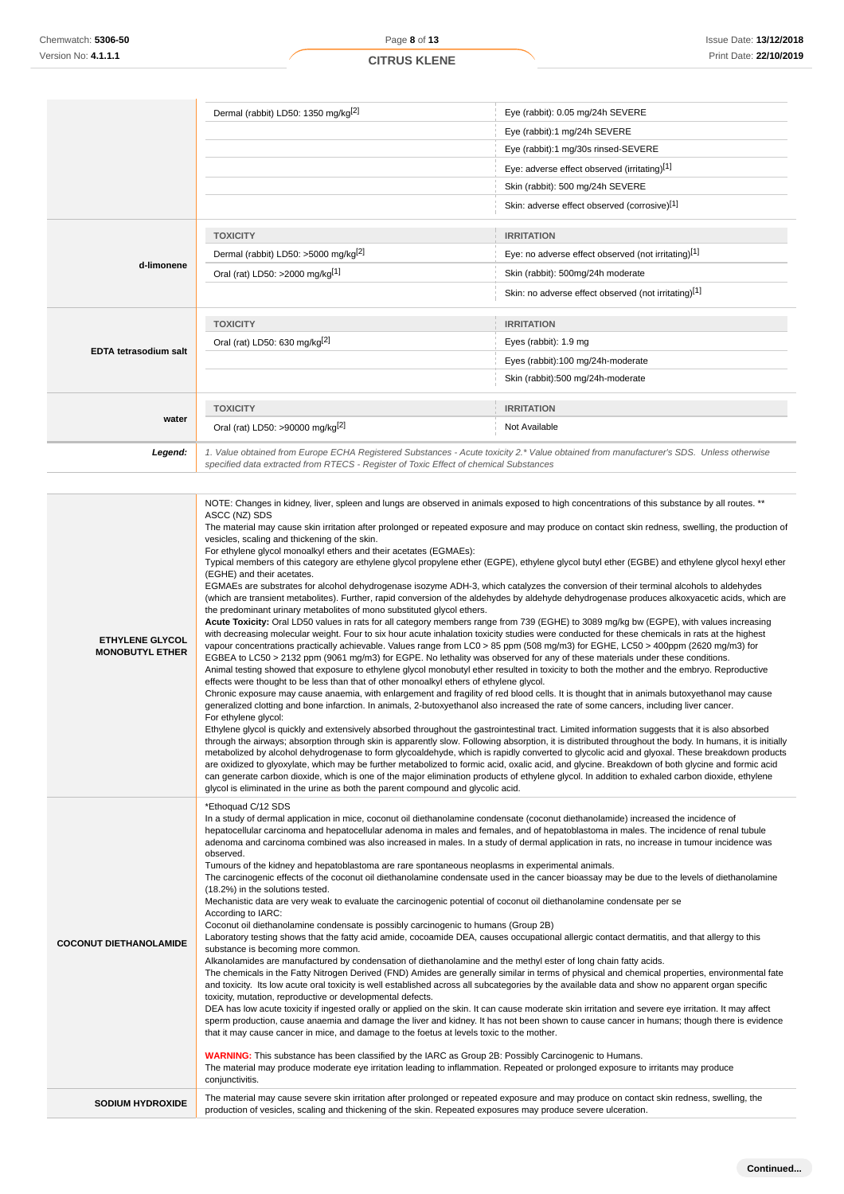| | TOXICITY | IRRITATION |
|---|---|---|
| | Dermal (rabbit) LD50: 1350 mg/kg[2] | Eye (rabbit): 0.05 mg/24h SEVERE |
| | | Eye (rabbit):1 mg/24h SEVERE |
| | | Eye (rabbit):1 mg/30s rinsed-SEVERE |
| | | Eye: adverse effect observed (irritating)[1] |
| | | Skin (rabbit): 500 mg/24h SEVERE |
| | | Skin: adverse effect observed (corrosive)[1] |
| **d-limonene** | **TOXICITY** | **IRRITATION** |
| | Dermal (rabbit) LD50: >5000 mg/kg[2] | Eye: no adverse effect observed (not irritating)[1] |
| | Oral (rat) LD50: >2000 mg/kg[1] | Skin (rabbit): 500mg/24h moderate |
| | | Skin: no adverse effect observed (not irritating)[1] |
| **EDTA tetrasodium salt** | **TOXICITY** | **IRRITATION** |
| | Oral (rat) LD50: 630 mg/kg[2] | Eyes (rabbit): 1.9 mg |
| | | Eyes (rabbit):100 mg/24h-moderate |
| | | Skin (rabbit):500 mg/24h-moderate |
| **water** | **TOXICITY** | **IRRITATION** |
| | Oral (rat) LD50: >90000 mg/kg[2] | Not Available |
| ***Legend:*** | *1. Value obtained from Europe ECHA Registered Substances - Acute toxicity 2.* Value obtained from manufacturer's SDS. Unless otherwise specified data extracted from RTECS - Register of Toxic Effect of chemical Substances* | |

**ETHYLENE GLYCOL MONOBUTYL ETHER**

NOTE: Changes in kidney, liver, spleen and lungs are observed in animals exposed to high concentrations of this substance by all routes. ** ASCC (NZ) SDS
The material may cause skin irritation after prolonged or repeated exposure and may produce on contact skin redness, swelling, the production of vesicles, scaling and thickening of the skin.
For ethylene glycol monoalkyl ethers and their acetates (EGMAEs):
Typical members of this category are ethylene glycol propylene ether (EGPE), ethylene glycol butyl ether (EGBE) and ethylene glycol hexyl ether (EGHE) and their acetates.
EGMAEs are substrates for alcohol dehydrogenase isozyme ADH-3, which catalyzes the conversion of their terminal alcohols to aldehydes (which are transient metabolites). Further, rapid conversion of the aldehydes by aldehyde dehydrogenase produces alkoxyacetic acids, which are the predominant urinary metabolites of mono substituted glycol ethers.
**Acute Toxicity:** Oral LD50 values in rats for all category members range from 739 (EGHE) to 3089 mg/kg bw (EGPE), with values increasing with decreasing molecular weight. Four to six hour acute inhalation toxicity studies were conducted for these chemicals in rats at the highest vapour concentrations practically achievable. Values range from LC0 > 85 ppm (508 mg/m3) for EGHE, LC50 > 400ppm (2620 mg/m3) for EGBEA to LC50 > 2132 ppm (9061 mg/m3) for EGPE. No lethality was observed for any of these materials under these conditions.
Animal testing showed that exposure to ethylene glycol monobutyl ether resulted in toxicity to both the mother and the embryo. Reproductive effects were thought to be less than that of other monoalkyl ethers of ethylene glycol.
Chronic exposure may cause anaemia, with enlargement and fragility of red blood cells. It is thought that in animals butoxyethanol may cause generalized clotting and bone infarction. In animals, 2-butoxyethanol also increased the rate of some cancers, including liver cancer.
For ethylene glycol:
Ethylene glycol is quickly and extensively absorbed throughout the gastrointestinal tract. Limited information suggests that it is also absorbed through the airways; absorption through skin is apparently slow. Following absorption, it is distributed throughout the body. In humans, it is initially metabolized by alcohol dehydrogenase to form glycoaldehyde, which is rapidly converted to glycolic acid and glyoxal. These breakdown products are oxidized to glyoxylate, which may be further metabolized to formic acid, oxalic acid, and glycine. Breakdown of both glycine and formic acid can generate carbon dioxide, which is one of the major elimination products of ethylene glycol. In addition to exhaled carbon dioxide, ethylene glycol is eliminated in the urine as both the parent compound and glycolic acid.

**COCONUT DIETHANOLAMIDE**

*Ethoquad C/12 SDS
In a study of dermal application in mice, coconut oil diethanolamine condensate (coconut diethanolamide) increased the incidence of hepatocellular carcinoma and hepatocellular adenoma in males and females, and of hepatoblastoma in males. The incidence of renal tubule adenoma and carcinoma combined was also increased in males. In a study of dermal application in rats, no increase in tumour incidence was observed.
Tumours of the kidney and hepatoblastoma are rare spontaneous neoplasms in experimental animals.
The carcinogenic effects of the coconut oil diethanolamine condensate used in the cancer bioassay may be due to the levels of diethanolamine (18.2%) in the solutions tested.
Mechanistic data are very weak to evaluate the carcinogenic potential of coconut oil diethanolamine condensate per se
According to IARC:
Coconut oil diethanolamine condensate is possibly carcinogenic to humans (Group 2B)
Laboratory testing shows that the fatty acid amide, cocoamide DEA, causes occupational allergic contact dermatitis, and that allergy to this substance is becoming more common.
Alkanolamides are manufactured by condensation of diethanolamine and the methyl ester of long chain fatty acids.
The chemicals in the Fatty Nitrogen Derived (FND) Amides are generally similar in terms of physical and chemical properties, environmental fate and toxicity. Its low acute oral toxicity is well established across all subcategories by the available data and show no apparent organ specific toxicity, mutation, reproductive or developmental defects.
DEA has low acute toxicity if ingested orally or applied on the skin. It can cause moderate skin irritation and severe eye irritation. It may affect sperm production, cause anaemia and damage the liver and kidney. It has not been shown to cause cancer in humans; though there is evidence that it may cause cancer in mice, and damage to the foetus at levels toxic to the mother.

**WARNING:** This substance has been classified by the IARC as Group 2B: Possibly Carcinogenic to Humans.
The material may produce moderate eye irritation leading to inflammation. Repeated or prolonged exposure to irritants may produce conjunctivitis.

**SODIUM HYDROXIDE**

The material may cause severe skin irritation after prolonged or repeated exposure and may produce on contact skin redness, swelling, the production of vesicles, scaling and thickening of the skin. Repeated exposures may produce severe ulceration.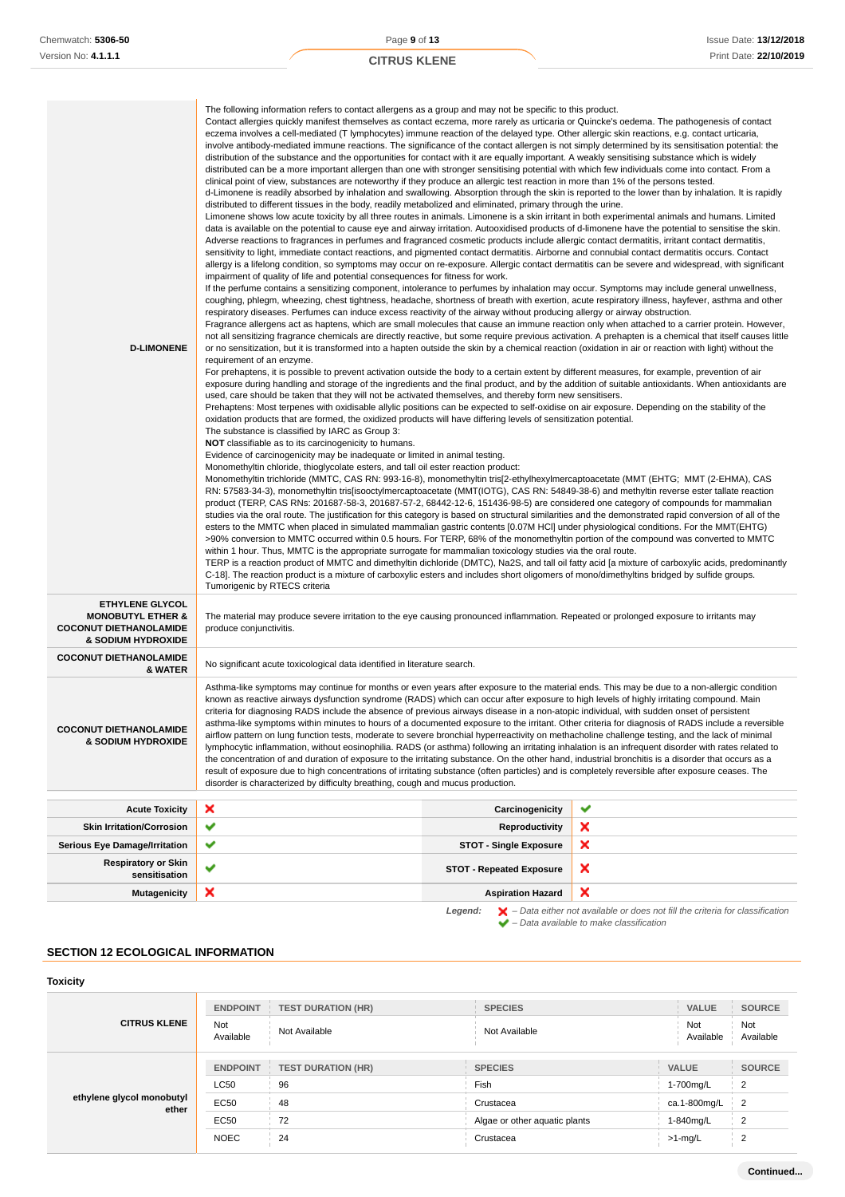| | |
|---|---|
| **D-LIMONENE** | The following information refers to contact allergens as a group and may not be specific to this product.<br>Contact allergies quickly manifest themselves as contact eczema, more rarely as urticaria or Quincke's oedema. The pathogenesis of contact eczema involves a cell-mediated (T lymphocytes) immune reaction of the delayed type. Other allergic skin reactions, e.g. contact urticaria, involve antibody-mediated immune reactions. The significance of the contact allergen is not simply determined by its sensitisation potential: the distribution of the substance and the opportunities for contact with it are equally important. A weakly sensitising substance which is widely distributed can be a more important allergen than one with stronger sensitising potential with which few individuals come into contact. From a clinical point of view, substances are noteworthy if they produce an allergic test reaction in more than 1% of the persons tested.<br>d-Limonene is readily absorbed by inhalation and swallowing. Absorption through the skin is reported to the lower than by inhalation. It is rapidly distributed to different tissues in the body, readily metabolized and eliminated, primary through the urine.<br>Limonene shows low acute toxicity by all three routes in animals. Limonene is a skin irritant in both experimental animals and humans. Limited data is available on the potential to cause eye and airway irritation. Autooxidised products of d-limonene have the potential to sensitise the skin.<br>Adverse reactions to fragrances in perfumes and fragranced cosmetic products include allergic contact dermatitis, irritant contact dermatitis, sensitivity to light, immediate contact reactions, and pigmented contact dermatitis. Airborne and connubial contact dermatitis occurs. Contact allergy is a lifelong condition, so symptoms may occur on re-exposure. Allergic contact dermatitis can be severe and widespread, with significant impairment of quality of life and potential consequences for fitness for work.<br>If the perfume contains a sensitizing component, intolerance to perfumes by inhalation may occur. Symptoms may include general unwellness, coughing, phlegm, wheezing, chest tightness, headache, shortness of breath with exertion, acute respiratory illness, hayfever, asthma and other respiratory diseases. Perfumes can induce excess reactivity of the airway without producing allergy or airway obstruction.<br>Fragrance allergens act as haptens, which are small molecules that cause an immune reaction only when attached to a carrier protein. However, not all sensitizing fragrance chemicals are directly reactive, but some require previous activation. A prehapten is a chemical that itself causes little or no sensitization, but it is transformed into a hapten outside the skin by a chemical reaction (oxidation in air or reaction with light) without the requirement of an enzyme.<br>For prehaptens, it is possible to prevent activation outside the body to a certain extent by different measures, for example, prevention of air exposure during handling and storage of the ingredients and the final product, and by the addition of suitable antioxidants. When antioxidants are used, care should be taken that they will not be activated themselves, and thereby form new sensitisers.<br>Prehaptens: Most terpenes with oxidisable allylic positions can be expected to self-oxidise on air exposure. Depending on the stability of the oxidation products that are formed, the oxidized products will have differing levels of sensitization potential.<br>The substance is classified by IARC as Group 3:<br>**NOT** classifiable as to its carcinogenicity to humans.<br>Evidence of carcinogenicity may be inadequate or limited in animal testing.<br>Monomethyltin chloride, thioglycolate esters, and tall oil ester reaction product:<br>Monomethyltin trichloride (MMTC, CAS RN: 993-16-8), monomethyltin tris[2-ethylhexylmercaptoacetate (MMT (EHTG; MMT (2-EHMA), CAS RN: 57583-34-3), monomethyltin tris[isooctylmercaptoacetate (MMT(IOTG), CAS RN: 54849-38-6) and methyltin reverse ester tallate reaction product (TERP, CAS RNs: 201687-58-3, 201687-57-2, 68442-12-6, 151436-98-5) are considered one category of compounds for mammalian studies via the oral route. The justification for this category is based on structural similarities and the demonstrated rapid conversion of all of the esters to the MMTC when placed in simulated mammalian gastric contents [0.07M HCl] under physiological conditions. For the MMT(EHTG) >90% conversion to MMTC occurred within 0.5 hours. For TERP, 68% of the monomethyltin portion of the compound was converted to MMTC within 1 hour. Thus, MMTC is the appropriate surrogate for mammalian toxicology studies via the oral route.<br>TERP is a reaction product of MMTC and dimethyltin dichloride (DMTC), $Na_2S$, and tall oil fatty acid [a mixture of carboxylic acids, predominantly C-18]. The reaction product is a mixture of carboxylic esters and includes short oligomers of mono/dimethyltins bridged by sulfide groups.<br>Tumorigenic by RTECS criteria |
| **ETHYLENE GLYCOL MONOBUTYL ETHER & COCONUT DIETHANOLAMIDE & SODIUM HYDROXIDE** | The material may produce severe irritation to the eye causing pronounced inflammation. Repeated or prolonged exposure to irritants may produce conjunctivitis. |
| **COCONUT DIETHANOLAMIDE & WATER** | No significant acute toxicological data identified in literature search. |
| **COCONUT DIETHANOLAMIDE & SODIUM HYDROXIDE** | Asthma-like symptoms may continue for months or even years after exposure to the material ends. This may be due to a non-allergic condition known as reactive airways dysfunction syndrome (RADS) which can occur after exposure to high levels of highly irritating compound. Main criteria for diagnosing RADS include the absence of previous airways disease in a non-atopic individual, with sudden onset of persistent asthma-like symptoms within minutes to hours of a documented exposure to the irritant. Other criteria for diagnosis of RADS include a reversible airflow pattern on lung function tests, moderate to severe bronchial hyperreactivity on methacholine challenge testing, and the lack of minimal lymphocytic inflammation, without eosinophilia. RADS (or asthma) following an irritating inhalation is an infrequent disorder with rates related to the concentration of and duration of exposure to the irritating substance. On the other hand, industrial bronchitis is a disorder that occurs as a result of exposure due to high concentrations of irritating substance (often particles) and is completely reversible after exposure ceases. The disorder is characterized by difficulty breathing, cough and mucus production. |

| | | | |
|---|---|---|---|
| **Acute Toxicity** | ✘ | **Carcinogenicity** | ✔ |
| **Skin Irritation/Corrosion** | ✔ | **Reproductivity** | ✘ |
| **Serious Eye Damage/Irritation** | ✔ | **STOT - Single Exposure** | ✘ |
| **Respiratory or Skin sensitisation** | ✔ | **STOT - Repeated Exposure** | ✘ |
| **Mutagenicity** | ✘ | **Aspiration Hazard** | ✘ |

*Legend:* ✘ *– Data either not available or does not fill the criteria for classification*
✔ *– Data available to make classification*

## SECTION 12 ECOLOGICAL INFORMATION

### Toxicity

| | ENDPOINT | TEST DURATION (HR) | SPECIES | VALUE | SOURCE |
|---|---|---|---|---|---|
| **CITRUS KLENE** | Not Available | Not Available | Not Available | Not Available | Not Available |

| | ENDPOINT | TEST DURATION (HR) | SPECIES | VALUE | SOURCE |
|---|---|---|---|---|---|
| **ethylene glycol monobutyl ether** | LC50 | 96 | Fish | 1-700mg/L | 2 |
| | EC50 | 48 | Crustacea | ca.1-800mg/L | 2 |
| | EC50 | 72 | Algae or other aquatic plants | 1-840mg/L | 2 |
| | NOEC | 24 | Crustacea | >1-mg/L | 2 |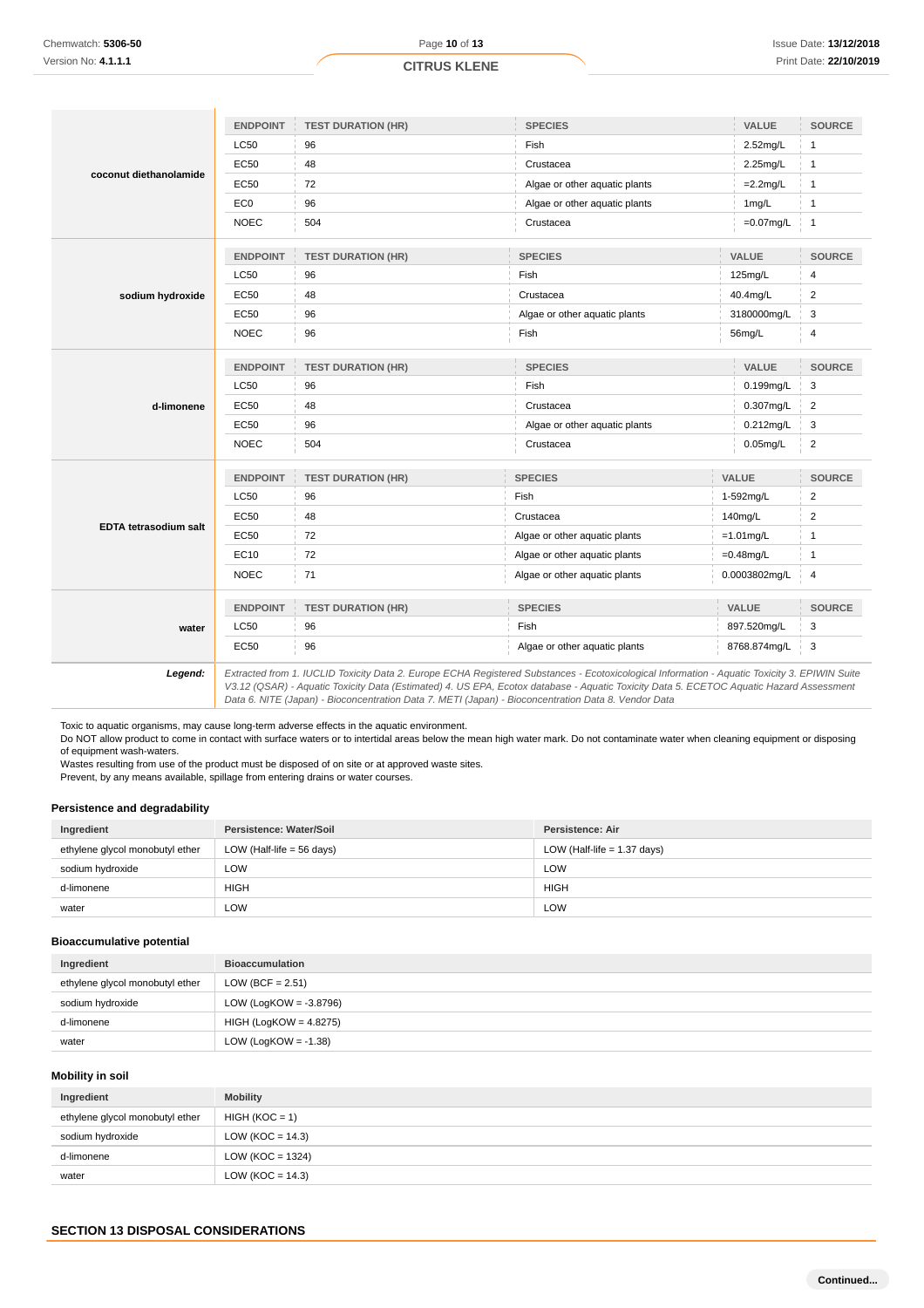**coconut diethanolamide**

| ENDPOINT | TEST DURATION (HR) | SPECIES | VALUE | SOURCE |
|---|---|---|---|---|
| LC50 | 96 | Fish | 2.52mg/L | 1 |
| EC50 | 48 | Crustacea | 2.25mg/L | 1 |
| EC50 | 72 | Algae or other aquatic plants | =2.2mg/L | 1 |
| EC0 | 96 | Algae or other aquatic plants | 1mg/L | 1 |
| NOEC | 504 | Crustacea | =0.07mg/L | 1 |

**sodium hydroxide**

| ENDPOINT | TEST DURATION (HR) | SPECIES | VALUE | SOURCE |
|---|---|---|---|---|
| LC50 | 96 | Fish | 125mg/L | 4 |
| EC50 | 48 | Crustacea | 40.4mg/L | 2 |
| EC50 | 96 | Algae or other aquatic plants | 3180000mg/L | 3 |
| NOEC | 96 | Fish | 56mg/L | 4 |

**d-limonene**

| ENDPOINT | TEST DURATION (HR) | SPECIES | VALUE | SOURCE |
|---|---|---|---|---|
| LC50 | 96 | Fish | 0.199mg/L | 3 |
| EC50 | 48 | Crustacea | 0.307mg/L | 2 |
| EC50 | 96 | Algae or other aquatic plants | 0.212mg/L | 3 |
| NOEC | 504 | Crustacea | 0.05mg/L | 2 |

**EDTA tetrasodium salt**

| ENDPOINT | TEST DURATION (HR) | SPECIES | VALUE | SOURCE |
|---|---|---|---|---|
| LC50 | 96 | Fish | 1-592mg/L | 2 |
| EC50 | 48 | Crustacea | 140mg/L | 2 |
| EC50 | 72 | Algae or other aquatic plants | =1.01mg/L | 1 |
| EC10 | 72 | Algae or other aquatic plants | =0.48mg/L | 1 |
| NOEC | 71 | Algae or other aquatic plants | 0.0003802mg/L | 4 |

**water**

| ENDPOINT | TEST DURATION (HR) | SPECIES | VALUE | SOURCE |
|---|---|---|---|---|
| LC50 | 96 | Fish | 897.520mg/L | 3 |
| EC50 | 96 | Algae or other aquatic plants | 8768.874mg/L | 3 |

***Legend:*** *Extracted from 1. IUCLID Toxicity Data 2. Europe ECHA Registered Substances - Ecotoxicological Information - Aquatic Toxicity 3. EPIWIN Suite V3.12 (QSAR) - Aquatic Toxicity Data (Estimated) 4. US EPA, Ecotox database - Aquatic Toxicity Data 5. ECETOC Aquatic Hazard Assessment Data 6. NITE (Japan) - Bioconcentration Data 7. METI (Japan) - Bioconcentration Data 8. Vendor Data*

Toxic to aquatic organisms, may cause long-term adverse effects in the aquatic environment.
Do NOT allow product to come in contact with surface waters or to intertidal areas below the mean high water mark. Do not contaminate water when cleaning equipment or disposing of equipment wash-waters.
Wastes resulting from use of the product must be disposed of on site or at approved waste sites.
Prevent, by any means available, spillage from entering drains or water courses.

### Persistence and degradability

| Ingredient | Persistence: Water/Soil | Persistence: Air |
|---|---|---|
| ethylene glycol monobutyl ether | LOW (Half-life = 56 days) | LOW (Half-life = 1.37 days) |
| sodium hydroxide | LOW | LOW |
| d-limonene | HIGH | HIGH |
| water | LOW | LOW |

### Bioaccumulative potential

| Ingredient | Bioaccumulation |
|---|---|
| ethylene glycol monobutyl ether | LOW (BCF = 2.51) |
| sodium hydroxide | LOW (LogKOW = -3.8796) |
| d-limonene | HIGH (LogKOW = 4.8275) |
| water | LOW (LogKOW = -1.38) |

### Mobility in soil

| Ingredient | Mobility |
|---|---|
| ethylene glycol monobutyl ether | HIGH (KOC = 1) |
| sodium hydroxide | LOW (KOC = 14.3) |
| d-limonene | LOW (KOC = 1324) |
| water | LOW (KOC = 14.3) |

## SECTION 13 DISPOSAL CONSIDERATIONS

**Continued...**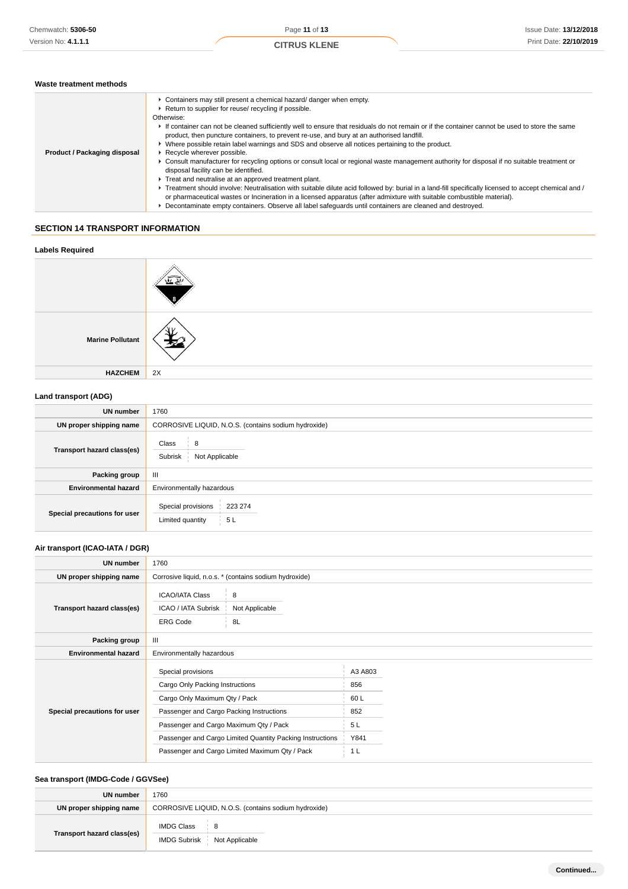### Waste treatment methods

| | |
|---|---|
| **Product / Packaging disposal** | ▸ Containers may still present a chemical hazard/ danger when empty.<br>▸ Return to supplier for reuse/ recycling if possible.<br>Otherwise:<br>▸ If container can not be cleaned sufficiently well to ensure that residuals do not remain or if the container cannot be used to store the same product, then puncture containers, to prevent re-use, and bury at an authorised landfill.<br>▸ Where possible retain label warnings and SDS and observe all notices pertaining to the product.<br>▸ Recycle wherever possible.<br>▸ Consult manufacturer for recycling options or consult local or regional waste management authority for disposal if no suitable treatment or disposal facility can be identified.<br>▸ Treat and neutralise at an approved treatment plant.<br>▸ Treatment should involve: Neutralisation with suitable dilute acid followed by: burial in a land-fill specifically licensed to accept chemical and / or pharmaceutical wastes or Incineration in a licensed apparatus (after admixture with suitable combustible material).<br>▸ Decontaminate empty containers. Observe all label safeguards until containers are cleaned and destroyed. |

## SECTION 14 TRANSPORT INFORMATION

### Labels Required

| | |
|---|---|
| | |
| **Marine Pollutant** | |
| **HAZCHEM** | 2X |

### Land transport (ADG)

| | |
|---|---|
| **UN number** | 1760 |
| **UN proper shipping name** | CORROSIVE LIQUID, N.O.S. (contains sodium hydroxide) |
| **Transport hazard class(es)** | Class: 8<br>Subrisk: Not Applicable |
| **Packing group** | III |
| **Environmental hazard** | Environmentally hazardous |
| **Special precautions for user** | Special provisions: 223 274<br>Limited quantity: 5 L |

### Air transport (ICAO-IATA / DGR)

| | |
|---|---|
| **UN number** | 1760 |
| **UN proper shipping name** | Corrosive liquid, n.o.s. * (contains sodium hydroxide) |
| **Transport hazard class(es)** | ICAO/IATA Class: 8<br>ICAO / IATA Subrisk: Not Applicable<br>ERG Code: 8L |
| **Packing group** | III |
| **Environmental hazard** | Environmentally hazardous |
| **Special precautions for user** | Special provisions: A3 A803<br>Cargo Only Packing Instructions: 856<br>Cargo Only Maximum Qty / Pack: 60 L<br>Passenger and Cargo Packing Instructions: 852<br>Passenger and Cargo Maximum Qty / Pack: 5 L<br>Passenger and Cargo Limited Quantity Packing Instructions: Y841<br>Passenger and Cargo Limited Maximum Qty / Pack: 1 L |

### Sea transport (IMDG-Code / GGVSee)

| | |
|---|---|
| **UN number** | 1760 |
| **UN proper shipping name** | CORROSIVE LIQUID, N.O.S. (contains sodium hydroxide) |
| **Transport hazard class(es)** | IMDG Class: 8<br>IMDG Subrisk: Not Applicable |

Continued...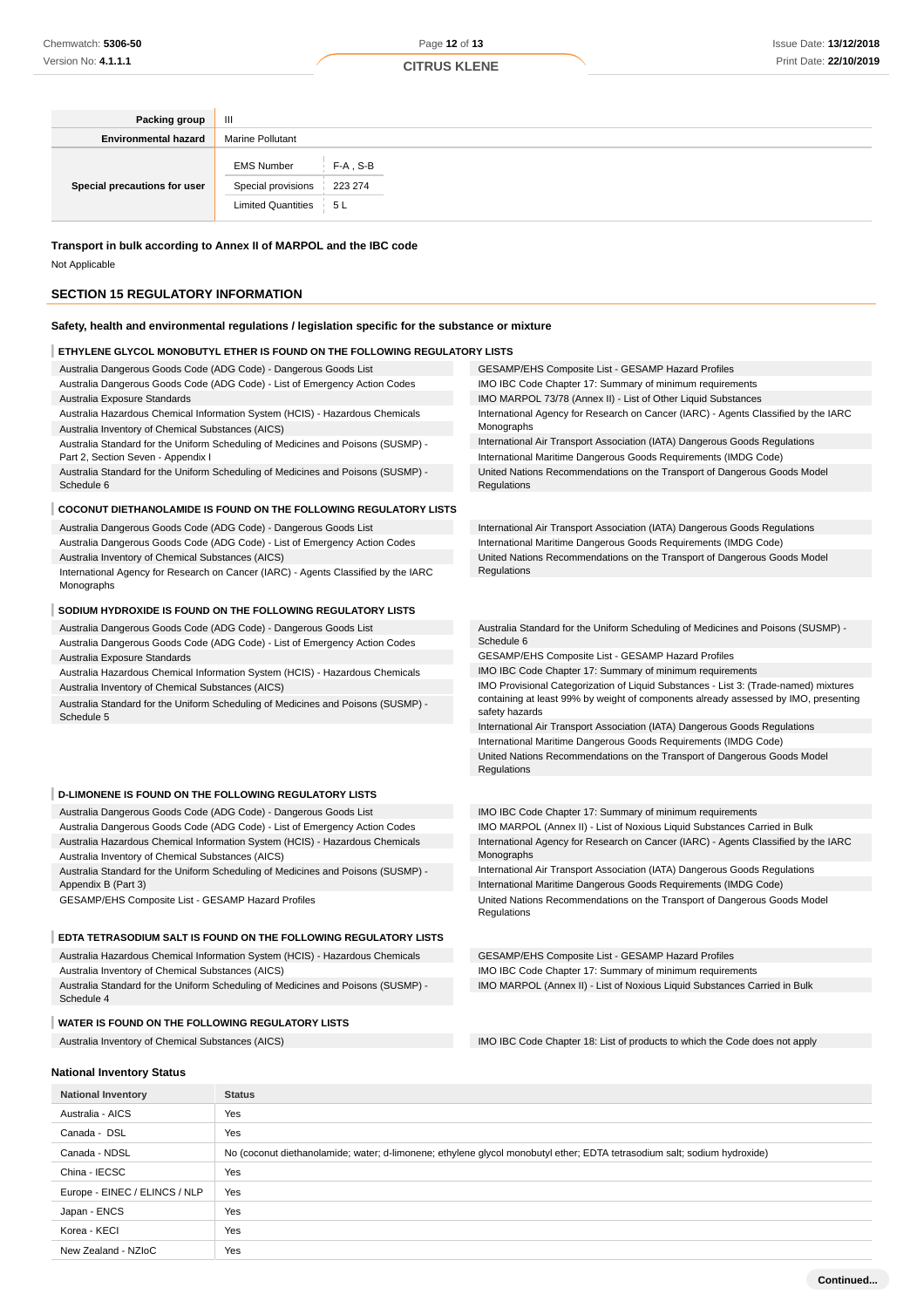| | |
|---|---|
| **Packing group** | III |
| **Environmental hazard** | Marine Pollutant |
| **Special precautions for user** | EMS Number: F-A , S-B<br>Special provisions: 223 274<br>Limited Quantities: 5 L |

**Transport in bulk according to Annex II of MARPOL and the IBC code**

Not Applicable

## SECTION 15 REGULATORY INFORMATION

**Safety, health and environmental regulations / legislation specific for the substance or mixture**

### ETHYLENE GLYCOL MONOBUTYL ETHER IS FOUND ON THE FOLLOWING REGULATORY LISTS

- Australia Dangerous Goods Code (ADG Code) - Dangerous Goods List
- Australia Dangerous Goods Code (ADG Code) - List of Emergency Action Codes
- Australia Exposure Standards
- Australia Hazardous Chemical Information System (HCIS) - Hazardous Chemicals
- Australia Inventory of Chemical Substances (AICS)
- Australia Standard for the Uniform Scheduling of Medicines and Poisons (SUSMP) - Part 2, Section Seven - Appendix I
- Australia Standard for the Uniform Scheduling of Medicines and Poisons (SUSMP) - Schedule 6
- GESAMP/EHS Composite List - GESAMP Hazard Profiles
- IMO IBC Code Chapter 17: Summary of minimum requirements
- IMO MARPOL 73/78 (Annex II) - List of Other Liquid Substances
- International Agency for Research on Cancer (IARC) - Agents Classified by the IARC Monographs
- International Air Transport Association (IATA) Dangerous Goods Regulations
- International Maritime Dangerous Goods Requirements (IMDG Code)
- United Nations Recommendations on the Transport of Dangerous Goods Model Regulations

### COCONUT DIETHANOLAMIDE IS FOUND ON THE FOLLOWING REGULATORY LISTS

- Australia Dangerous Goods Code (ADG Code) - Dangerous Goods List
- Australia Dangerous Goods Code (ADG Code) - List of Emergency Action Codes
- Australia Inventory of Chemical Substances (AICS)
- International Agency for Research on Cancer (IARC) - Agents Classified by the IARC Monographs
- International Air Transport Association (IATA) Dangerous Goods Regulations
- International Maritime Dangerous Goods Requirements (IMDG Code)
- United Nations Recommendations on the Transport of Dangerous Goods Model Regulations

### SODIUM HYDROXIDE IS FOUND ON THE FOLLOWING REGULATORY LISTS

- Australia Dangerous Goods Code (ADG Code) - Dangerous Goods List
- Australia Dangerous Goods Code (ADG Code) - List of Emergency Action Codes
- Australia Exposure Standards
- Australia Hazardous Chemical Information System (HCIS) - Hazardous Chemicals
- Australia Inventory of Chemical Substances (AICS)
- Australia Standard for the Uniform Scheduling of Medicines and Poisons (SUSMP) - Schedule 5
- Australia Standard for the Uniform Scheduling of Medicines and Poisons (SUSMP) - Schedule 6
- GESAMP/EHS Composite List - GESAMP Hazard Profiles
- IMO IBC Code Chapter 17: Summary of minimum requirements
- IMO Provisional Categorization of Liquid Substances - List 3: (Trade-named) mixtures containing at least 99% by weight of components already assessed by IMO, presenting safety hazards
- International Air Transport Association (IATA) Dangerous Goods Regulations
- International Maritime Dangerous Goods Requirements (IMDG Code)
- United Nations Recommendations on the Transport of Dangerous Goods Model Regulations

### D-LIMONENE IS FOUND ON THE FOLLOWING REGULATORY LISTS

- Australia Dangerous Goods Code (ADG Code) - Dangerous Goods List
- Australia Dangerous Goods Code (ADG Code) - List of Emergency Action Codes
- Australia Hazardous Chemical Information System (HCIS) - Hazardous Chemicals
- Australia Inventory of Chemical Substances (AICS)
- Australia Standard for the Uniform Scheduling of Medicines and Poisons (SUSMP) - Appendix B (Part 3)
- GESAMP/EHS Composite List - GESAMP Hazard Profiles
- IMO IBC Code Chapter 17: Summary of minimum requirements
- IMO MARPOL (Annex II) - List of Noxious Liquid Substances Carried in Bulk
- International Agency for Research on Cancer (IARC) - Agents Classified by the IARC Monographs
- International Air Transport Association (IATA) Dangerous Goods Regulations
- International Maritime Dangerous Goods Requirements (IMDG Code)
- United Nations Recommendations on the Transport of Dangerous Goods Model Regulations

### EDTA TETRASODIUM SALT IS FOUND ON THE FOLLOWING REGULATORY LISTS

- Australia Hazardous Chemical Information System (HCIS) - Hazardous Chemicals
- Australia Inventory of Chemical Substances (AICS)
- Australia Standard for the Uniform Scheduling of Medicines and Poisons (SUSMP) - Schedule 4
- GESAMP/EHS Composite List - GESAMP Hazard Profiles
- IMO IBC Code Chapter 17: Summary of minimum requirements
- IMO MARPOL (Annex II) - List of Noxious Liquid Substances Carried in Bulk

### WATER IS FOUND ON THE FOLLOWING REGULATORY LISTS

- Australia Inventory of Chemical Substances (AICS)
- IMO IBC Code Chapter 18: List of products to which the Code does not apply

### National Inventory Status

| National Inventory | Status |
|---|---|
| Australia - AICS | Yes |
| Canada - DSL | Yes |
| Canada - NDSL | No (coconut diethanolamide; water; d-limonene; ethylene glycol monobutyl ether; EDTA tetrasodium salt; sodium hydroxide) |
| China - IECSC | Yes |
| Europe - EINEC / ELINCS / NLP | Yes |
| Japan - ENCS | Yes |
| Korea - KECI | Yes |
| New Zealand - NZIoC | Yes |

Continued...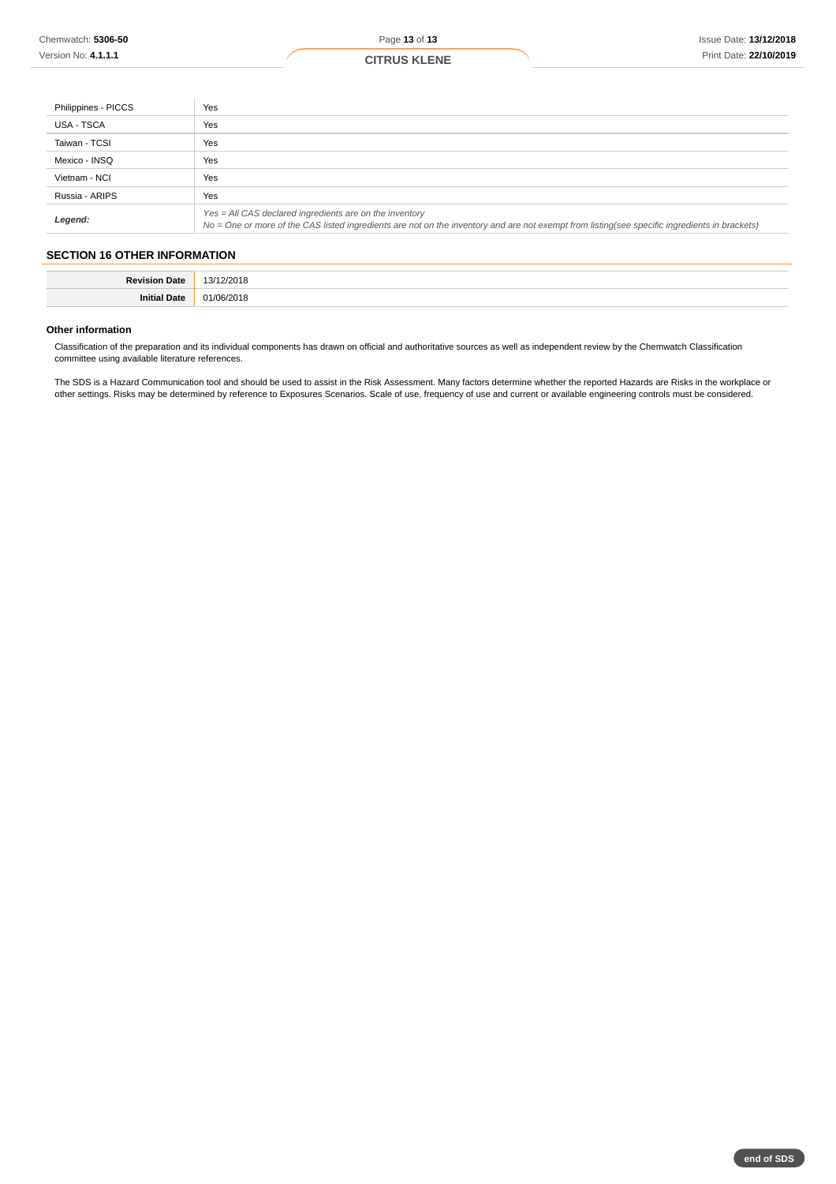| | |
|---|---|
| Philippines - PICCS | Yes |
| USA - TSCA | Yes |
| Taiwan - TCSI | Yes |
| Mexico - INSQ | Yes |
| Vietnam - NCI | Yes |
| Russia - ARIPS | Yes |
| ***Legend:*** | *Yes = All CAS declared ingredients are on the inventory*<br>*No = One or more of the CAS listed ingredients are not on the inventory and are not exempt from listing(see specific ingredients in brackets)* |

## SECTION 16 OTHER INFORMATION

| | |
|---|---|
| **Revision Date** | 13/12/2018 |
| **Initial Date** | 01/06/2018 |

### Other information

Classification of the preparation and its individual components has drawn on official and authoritative sources as well as independent review by the Chemwatch Classification committee using available literature references.

The SDS is a Hazard Communication tool and should be used to assist in the Risk Assessment. Many factors determine whether the reported Hazards are Risks in the workplace or other settings. Risks may be determined by reference to Exposures Scenarios. Scale of use, frequency of use and current or available engineering controls must be considered.

**end of SDS**